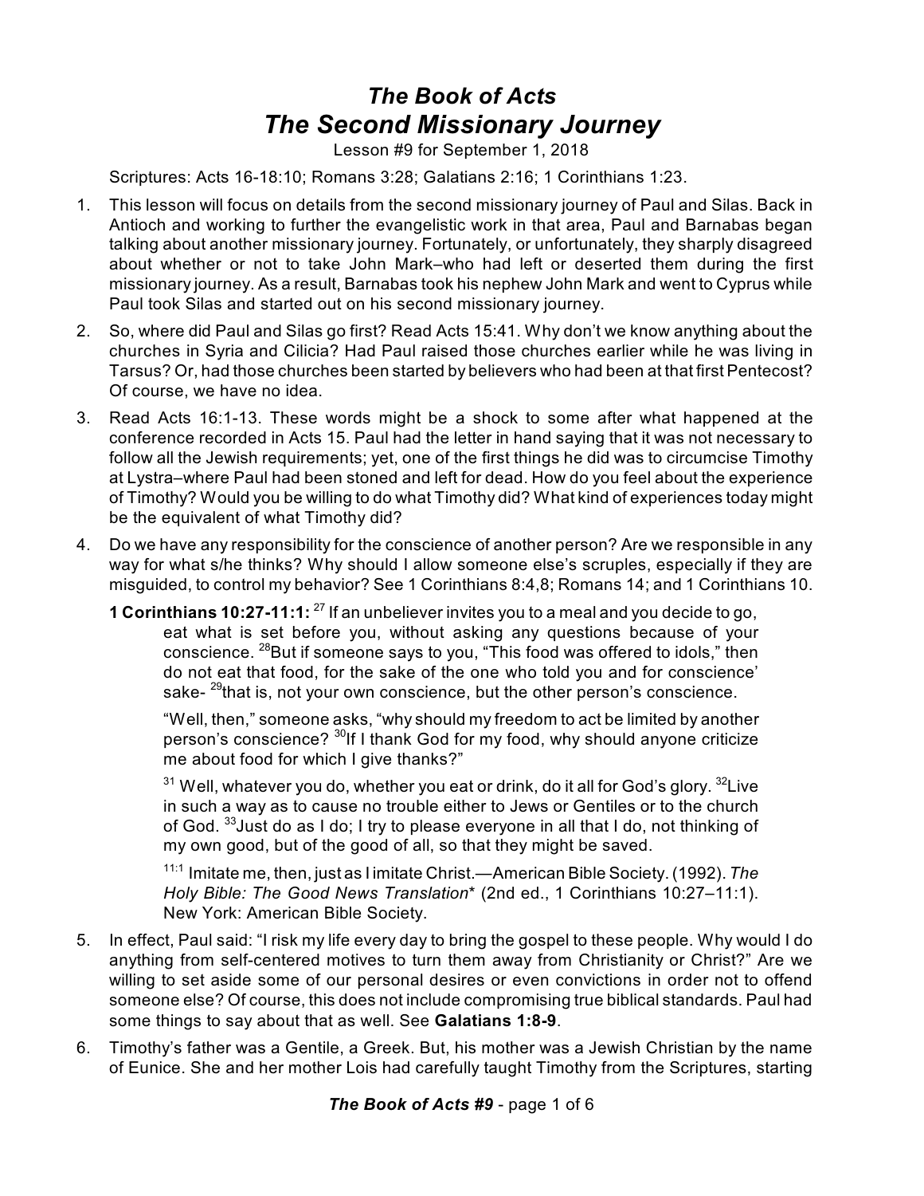# *The Book of Acts*
## *The Second Missionary Journey*

Lesson #9 for September 1, 2018

Scriptures: Acts 16-18:10; Romans 3:28; Galatians 2:16; 1 Corinthians 1:23.

1. This lesson will focus on details from the second missionary journey of Paul and Silas. Back in Antioch and working to further the evangelistic work in that area, Paul and Barnabas began talking about another missionary journey. Fortunately, or unfortunately, they sharply disagreed about whether or not to take John Mark–who had left or deserted them during the first missionary journey. As a result, Barnabas took his nephew John Mark and went to Cyprus while Paul took Silas and started out on his second missionary journey.

2. So, where did Paul and Silas go first? Read Acts 15:41. Why don't we know anything about the churches in Syria and Cilicia? Had Paul raised those churches earlier while he was living in Tarsus? Or, had those churches been started by believers who had been at that first Pentecost? Of course, we have no idea.

3. Read Acts 16:1-13. These words might be a shock to some after what happened at the conference recorded in Acts 15. Paul had the letter in hand saying that it was not necessary to follow all the Jewish requirements; yet, one of the first things he did was to circumcise Timothy at Lystra–where Paul had been stoned and left for dead. How do you feel about the experience of Timothy? Would you be willing to do what Timothy did? What kind of experiences today might be the equivalent of what Timothy did?

4. Do we have any responsibility for the conscience of another person? Are we responsible in any way for what s/he thinks? Why should I allow someone else's scruples, especially if they are misguided, to control my behavior? See 1 Corinthians 8:4,8; Romans 14; and 1 Corinthians 10.

   **1 Corinthians 10:27-11:1:** [27] If an unbeliever invites you to a meal and you decide to go, eat what is set before you, without asking any questions because of your conscience. [28]But if someone says to you, "This food was offered to idols," then do not eat that food, for the sake of the one who told you and for conscience' sake- [29]that is, not your own conscience, but the other person's conscience.

   "Well, then," someone asks, "why should my freedom to act be limited by another person's conscience? [30]If I thank God for my food, why should anyone criticize me about food for which I give thanks?"

   [31] Well, whatever you do, whether you eat or drink, do it all for God's glory. [32]Live in such a way as to cause no trouble either to Jews or Gentiles or to the church of God. [33]Just do as I do; I try to please everyone in all that I do, not thinking of my own good, but of the good of all, so that they might be saved.

   [11:1] Imitate me, then, just as I imitate Christ.—American Bible Society. (1992). *The Holy Bible: The Good News Translation*\* (2nd ed., 1 Corinthians 10:27–11:1). New York: American Bible Society.

5. In effect, Paul said: "I risk my life every day to bring the gospel to these people. Why would I do anything from self-centered motives to turn them away from Christianity or Christ?" Are we willing to set aside some of our personal desires or even convictions in order not to offend someone else? Of course, this does not include compromising true biblical standards. Paul had some things to say about that as well. See **Galatians 1:8-9**.

6. Timothy's father was a Gentile, a Greek. But, his mother was a Jewish Christian by the name of Eunice. She and her mother Lois had carefully taught Timothy from the Scriptures, starting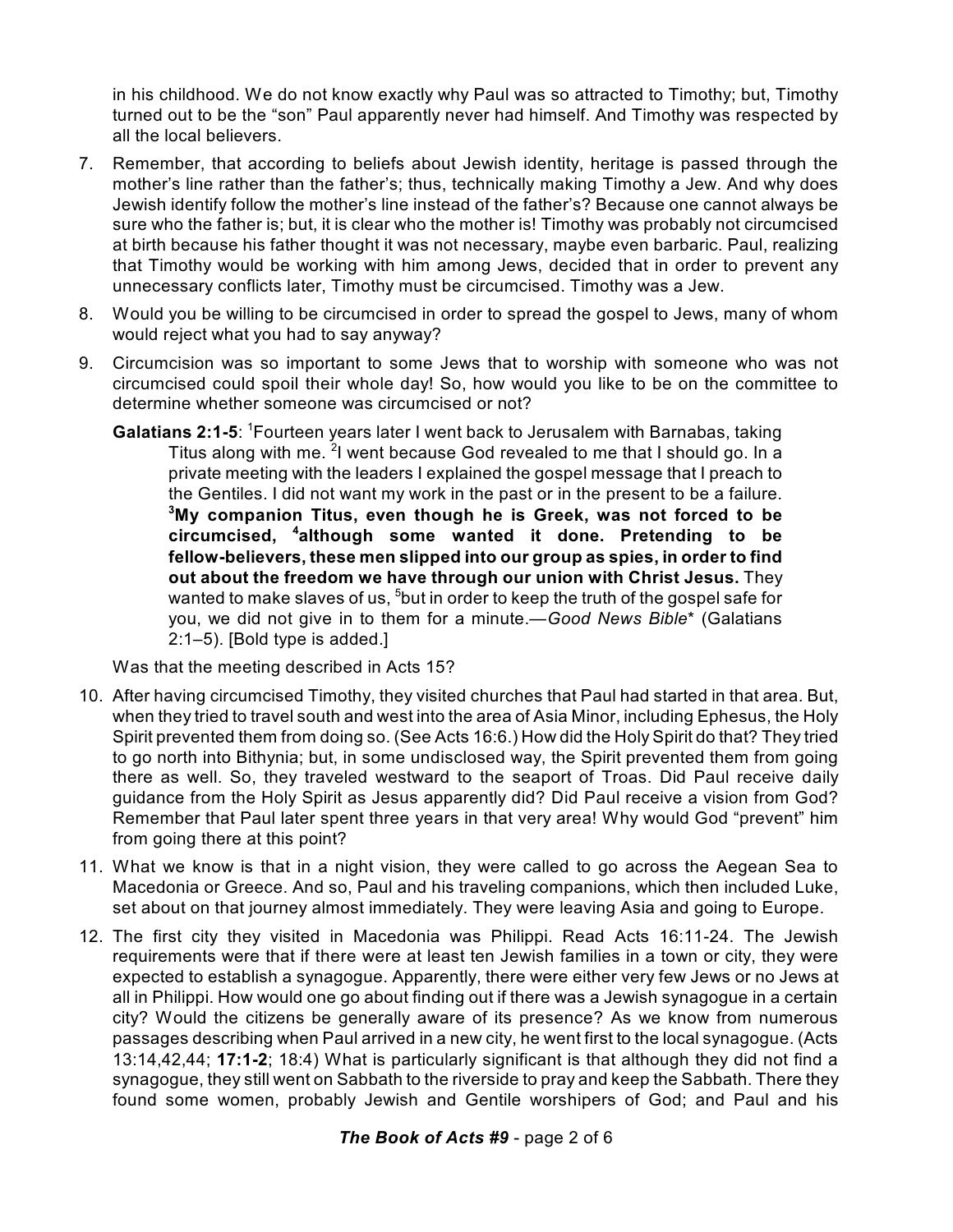in his childhood. We do not know exactly why Paul was so attracted to Timothy; but, Timothy turned out to be the "son" Paul apparently never had himself. And Timothy was respected by all the local believers.

7. Remember, that according to beliefs about Jewish identity, heritage is passed through the mother's line rather than the father's; thus, technically making Timothy a Jew. And why does Jewish identify follow the mother's line instead of the father's? Because one cannot always be sure who the father is; but, it is clear who the mother is! Timothy was probably not circumcised at birth because his father thought it was not necessary, maybe even barbaric. Paul, realizing that Timothy would be working with him among Jews, decided that in order to prevent any unnecessary conflicts later, Timothy must be circumcised. Timothy was a Jew.

8. Would you be willing to be circumcised in order to spread the gospel to Jews, many of whom would reject what you had to say anyway?

9. Circumcision was so important to some Jews that to worship with someone who was not circumcised could spoil their whole day! So, how would you like to be on the committee to determine whether someone was circumcised or not?

   **Galatians 2:1-5**: [1]Fourteen years later I went back to Jerusalem with Barnabas, taking Titus along with me. [2]I went because God revealed to me that I should go. In a private meeting with the leaders I explained the gospel message that I preach to the Gentiles. I did not want my work in the past or in the present to be a failure. **[3]My companion Titus, even though he is Greek, was not forced to be circumcised, [4]although some wanted it done. Pretending to be fellow-believers, these men slipped into our group as spies, in order to find out about the freedom we have through our union with Christ Jesus.** They wanted to make slaves of us, [5]but in order to keep the truth of the gospel safe for you, we did not give in to them for a minute.—*Good News Bible*\* (Galatians 2:1–5). [Bold type is added.]

   Was that the meeting described in Acts 15?

10. After having circumcised Timothy, they visited churches that Paul had started in that area. But, when they tried to travel south and west into the area of Asia Minor, including Ephesus, the Holy Spirit prevented them from doing so. (See Acts 16:6.) How did the Holy Spirit do that? They tried to go north into Bithynia; but, in some undisclosed way, the Spirit prevented them from going there as well. So, they traveled westward to the seaport of Troas. Did Paul receive daily guidance from the Holy Spirit as Jesus apparently did? Did Paul receive a vision from God? Remember that Paul later spent three years in that very area! Why would God "prevent" him from going there at this point?

11. What we know is that in a night vision, they were called to go across the Aegean Sea to Macedonia or Greece. And so, Paul and his traveling companions, which then included Luke, set about on that journey almost immediately. They were leaving Asia and going to Europe.

12. The first city they visited in Macedonia was Philippi. Read Acts 16:11-24. The Jewish requirements were that if there were at least ten Jewish families in a town or city, they were expected to establish a synagogue. Apparently, there were either very few Jews or no Jews at all in Philippi. How would one go about finding out if there was a Jewish synagogue in a certain city? Would the citizens be generally aware of its presence? As we know from numerous passages describing when Paul arrived in a new city, he went first to the local synagogue. (Acts 13:14,42,44; **17:1-2**; 18:4) What is particularly significant is that although they did not find a synagogue, they still went on Sabbath to the riverside to pray and keep the Sabbath. There they found some women, probably Jewish and Gentile worshipers of God; and Paul and his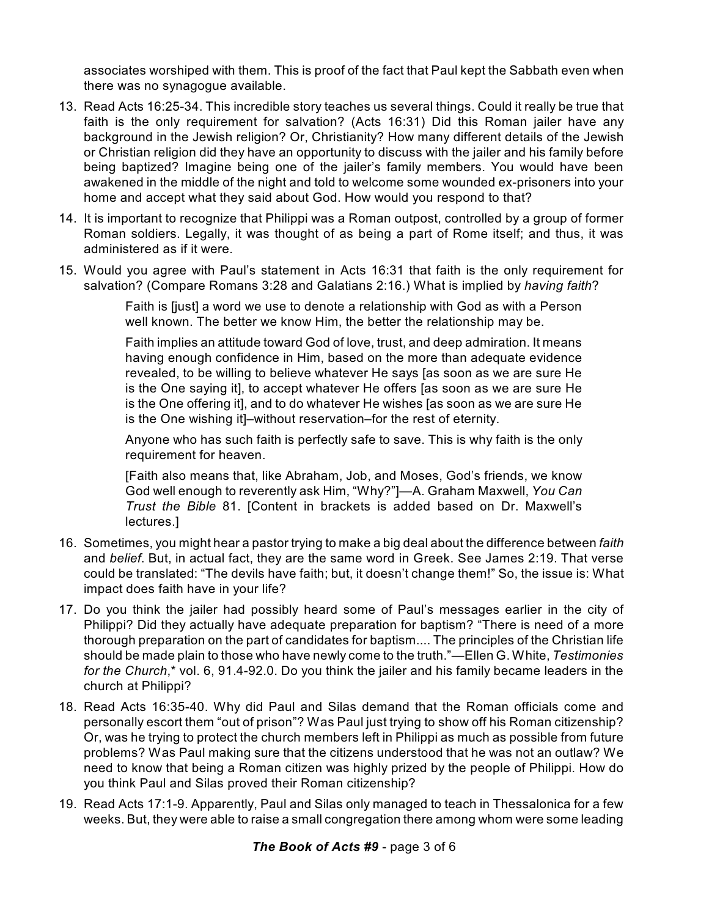associates worshiped with them. This is proof of the fact that Paul kept the Sabbath even when there was no synagogue available.

13. Read Acts 16:25-34. This incredible story teaches us several things. Could it really be true that faith is the only requirement for salvation? (Acts 16:31) Did this Roman jailer have any background in the Jewish religion? Or, Christianity? How many different details of the Jewish or Christian religion did they have an opportunity to discuss with the jailer and his family before being baptized? Imagine being one of the jailer's family members. You would have been awakened in the middle of the night and told to welcome some wounded ex-prisoners into your home and accept what they said about God. How would you respond to that?

14. It is important to recognize that Philippi was a Roman outpost, controlled by a group of former Roman soldiers. Legally, it was thought of as being a part of Rome itself; and thus, it was administered as if it were.

15. Would you agree with Paul's statement in Acts 16:31 that faith is the only requirement for salvation? (Compare Romans 3:28 and Galatians 2:16.) What is implied by *having faith*?

    > Faith is [just] a word we use to denote a relationship with God as with a Person well known. The better we know Him, the better the relationship may be.
    >
    > Faith implies an attitude toward God of love, trust, and deep admiration. It means having enough confidence in Him, based on the more than adequate evidence revealed, to be willing to believe whatever He says [as soon as we are sure He is the One saying it], to accept whatever He offers [as soon as we are sure He is the One offering it], and to do whatever He wishes [as soon as we are sure He is the One wishing it]–without reservation–for the rest of eternity.
    >
    > Anyone who has such faith is perfectly safe to save. This is why faith is the only requirement for heaven.
    >
    > [Faith also means that, like Abraham, Job, and Moses, God's friends, we know God well enough to reverently ask Him, "Why?"]—A. Graham Maxwell, *You Can Trust the Bible* 81. [Content in brackets is added based on Dr. Maxwell's lectures.]

16. Sometimes, you might hear a pastor trying to make a big deal about the difference between *faith* and *belief*. But, in actual fact, they are the same word in Greek. See James 2:19. That verse could be translated: "The devils have faith; but, it doesn't change them!" So, the issue is: What impact does faith have in your life?

17. Do you think the jailer had possibly heard some of Paul's messages earlier in the city of Philippi? Did they actually have adequate preparation for baptism? "There is need of a more thorough preparation on the part of candidates for baptism.... The principles of the Christian life should be made plain to those who have newly come to the truth."—Ellen G. White, *Testimonies for the Church*,* vol. 6, 91.4-92.0. Do you think the jailer and his family became leaders in the church at Philippi?

18. Read Acts 16:35-40. Why did Paul and Silas demand that the Roman officials come and personally escort them "out of prison"? Was Paul just trying to show off his Roman citizenship? Or, was he trying to protect the church members left in Philippi as much as possible from future problems? Was Paul making sure that the citizens understood that he was not an outlaw? We need to know that being a Roman citizen was highly prized by the people of Philippi. How do you think Paul and Silas proved their Roman citizenship?

19. Read Acts 17:1-9. Apparently, Paul and Silas only managed to teach in Thessalonica for a few weeks. But, they were able to raise a small congregation there among whom were some leading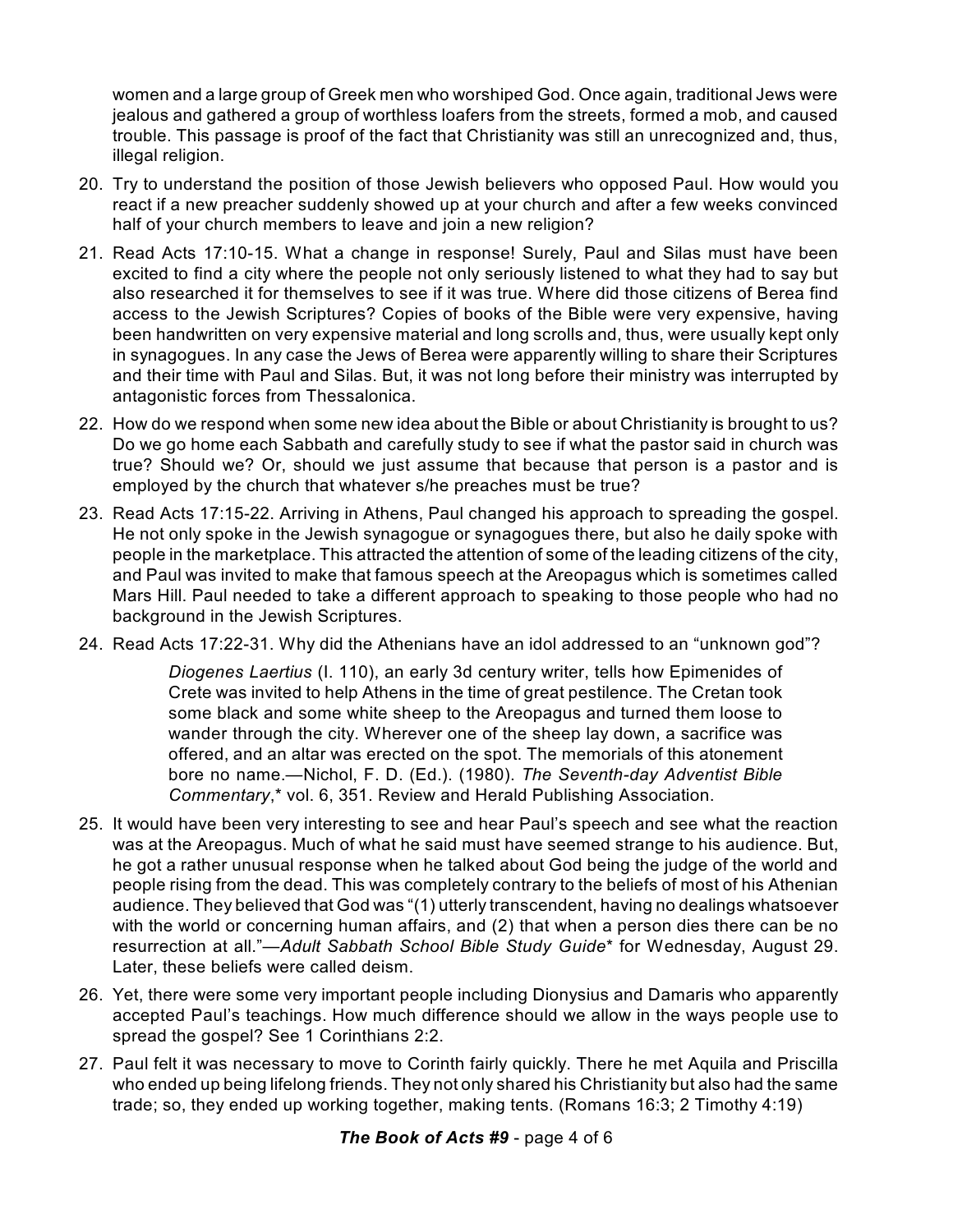women and a large group of Greek men who worshiped God. Once again, traditional Jews were jealous and gathered a group of worthless loafers from the streets, formed a mob, and caused trouble. This passage is proof of the fact that Christianity was still an unrecognized and, thus, illegal religion.

20. Try to understand the position of those Jewish believers who opposed Paul. How would you react if a new preacher suddenly showed up at your church and after a few weeks convinced half of your church members to leave and join a new religion?

21. Read Acts 17:10-15. What a change in response! Surely, Paul and Silas must have been excited to find a city where the people not only seriously listened to what they had to say but also researched it for themselves to see if it was true. Where did those citizens of Berea find access to the Jewish Scriptures? Copies of books of the Bible were very expensive, having been handwritten on very expensive material and long scrolls and, thus, were usually kept only in synagogues. In any case the Jews of Berea were apparently willing to share their Scriptures and their time with Paul and Silas. But, it was not long before their ministry was interrupted by antagonistic forces from Thessalonica.

22. How do we respond when some new idea about the Bible or about Christianity is brought to us? Do we go home each Sabbath and carefully study to see if what the pastor said in church was true? Should we? Or, should we just assume that because that person is a pastor and is employed by the church that whatever s/he preaches must be true?

23. Read Acts 17:15-22. Arriving in Athens, Paul changed his approach to spreading the gospel. He not only spoke in the Jewish synagogue or synagogues there, but also he daily spoke with people in the marketplace. This attracted the attention of some of the leading citizens of the city, and Paul was invited to make that famous speech at the Areopagus which is sometimes called Mars Hill. Paul needed to take a different approach to speaking to those people who had no background in the Jewish Scriptures.

24. Read Acts 17:22-31. Why did the Athenians have an idol addressed to an "unknown god"?

    > *Diogenes Laertius* (I. 110), an early 3d century writer, tells how Epimenides of Crete was invited to help Athens in the time of great pestilence. The Cretan took some black and some white sheep to the Areopagus and turned them loose to wander through the city. Wherever one of the sheep lay down, a sacrifice was offered, and an altar was erected on the spot. The memorials of this atonement bore no name.—Nichol, F. D. (Ed.). (1980). *The Seventh-day Adventist Bible Commentary*,* vol. 6, 351. Review and Herald Publishing Association.

25. It would have been very interesting to see and hear Paul's speech and see what the reaction was at the Areopagus. Much of what he said must have seemed strange to his audience. But, he got a rather unusual response when he talked about God being the judge of the world and people rising from the dead. This was completely contrary to the beliefs of most of his Athenian audience. They believed that God was "(1) utterly transcendent, having no dealings whatsoever with the world or concerning human affairs, and (2) that when a person dies there can be no resurrection at all."—*Adult Sabbath School Bible Study Guide** for Wednesday, August 29. Later, these beliefs were called deism.

26. Yet, there were some very important people including Dionysius and Damaris who apparently accepted Paul's teachings. How much difference should we allow in the ways people use to spread the gospel? See 1 Corinthians 2:2.

27. Paul felt it was necessary to move to Corinth fairly quickly. There he met Aquila and Priscilla who ended up being lifelong friends. They not only shared his Christianity but also had the same trade; so, they ended up working together, making tents. (Romans 16:3; 2 Timothy 4:19)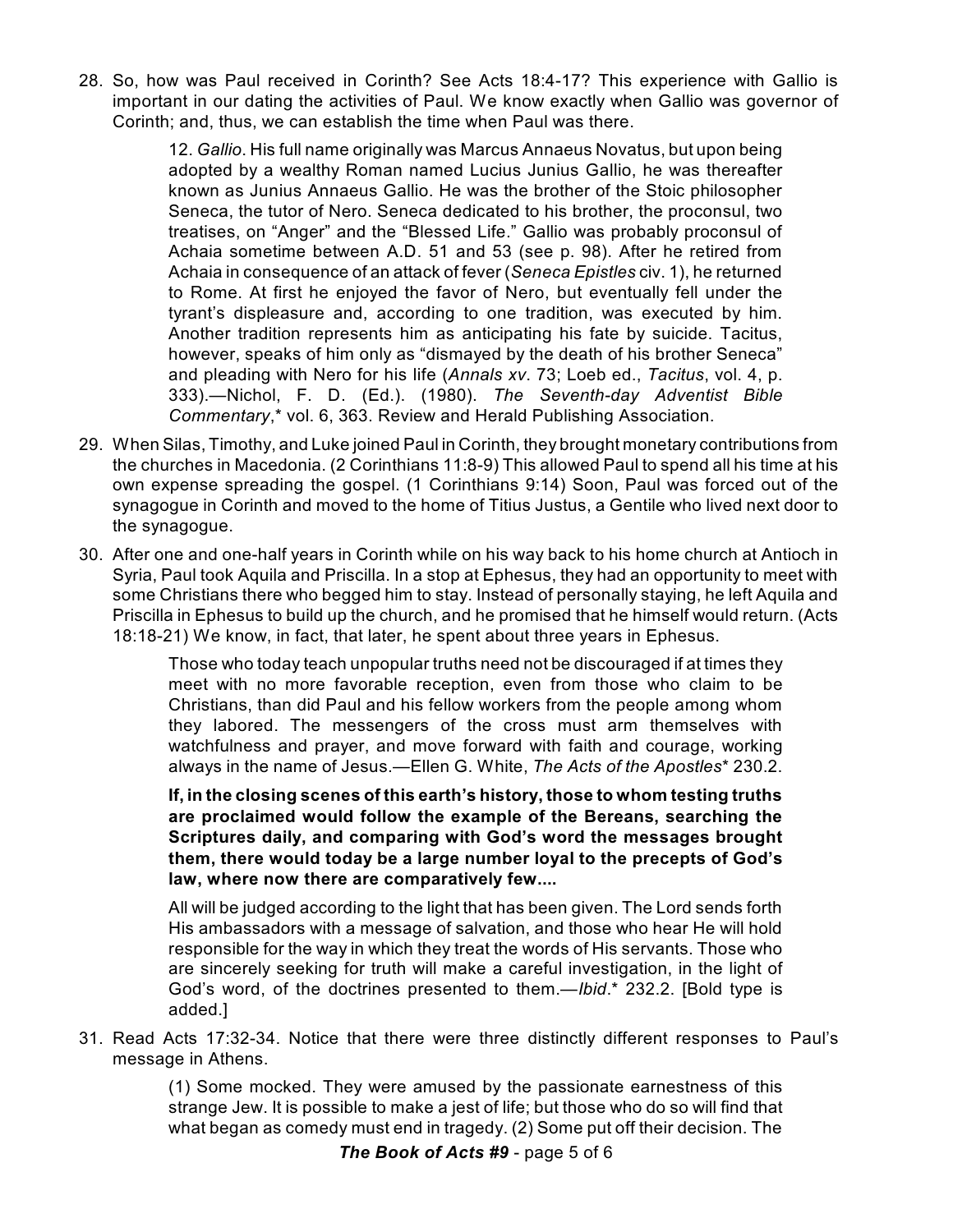28. So, how was Paul received in Corinth? See Acts 18:4-17? This experience with Gallio is important in our dating the activities of Paul. We know exactly when Gallio was governor of Corinth; and, thus, we can establish the time when Paul was there.

> 12. *Gallio*. His full name originally was Marcus Annaeus Novatus, but upon being adopted by a wealthy Roman named Lucius Junius Gallio, he was thereafter known as Junius Annaeus Gallio. He was the brother of the Stoic philosopher Seneca, the tutor of Nero. Seneca dedicated to his brother, the proconsul, two treatises, on "Anger" and the "Blessed Life." Gallio was probably proconsul of Achaia sometime between A.D. 51 and 53 (see p. 98). After he retired from Achaia in consequence of an attack of fever (*Seneca Epistles* civ. 1), he returned to Rome. At first he enjoyed the favor of Nero, but eventually fell under the tyrant's displeasure and, according to one tradition, was executed by him. Another tradition represents him as anticipating his fate by suicide. Tacitus, however, speaks of him only as "dismayed by the death of his brother Seneca" and pleading with Nero for his life (*Annals xv*. 73; Loeb ed., *Tacitus*, vol. 4, p. 333).—Nichol, F. D. (Ed.). (1980). *The Seventh-day Adventist Bible Commentary*,* vol. 6, 363. Review and Herald Publishing Association.

29. When Silas, Timothy, and Luke joined Paul in Corinth, they brought monetary contributions from the churches in Macedonia. (2 Corinthians 11:8-9) This allowed Paul to spend all his time at his own expense spreading the gospel. (1 Corinthians 9:14) Soon, Paul was forced out of the synagogue in Corinth and moved to the home of Titius Justus, a Gentile who lived next door to the synagogue.

30. After one and one-half years in Corinth while on his way back to his home church at Antioch in Syria, Paul took Aquila and Priscilla. In a stop at Ephesus, they had an opportunity to meet with some Christians there who begged him to stay. Instead of personally staying, he left Aquila and Priscilla in Ephesus to build up the church, and he promised that he himself would return. (Acts 18:18-21) We know, in fact, that later, he spent about three years in Ephesus.

> Those who today teach unpopular truths need not be discouraged if at times they meet with no more favorable reception, even from those who claim to be Christians, than did Paul and his fellow workers from the people among whom they labored. The messengers of the cross must arm themselves with watchfulness and prayer, and move forward with faith and courage, working always in the name of Jesus.—Ellen G. White, *The Acts of the Apostles** 230.2.
>
> **If, in the closing scenes of this earth's history, those to whom testing truths are proclaimed would follow the example of the Bereans, searching the Scriptures daily, and comparing with God's word the messages brought them, there would today be a large number loyal to the precepts of God's law, where now there are comparatively few....**
>
> All will be judged according to the light that has been given. The Lord sends forth His ambassadors with a message of salvation, and those who hear He will hold responsible for the way in which they treat the words of His servants. Those who are sincerely seeking for truth will make a careful investigation, in the light of God's word, of the doctrines presented to them.—*Ibid*.* 232.2. [Bold type is added.]

31. Read Acts 17:32-34. Notice that there were three distinctly different responses to Paul's message in Athens.

> (1) Some mocked. They were amused by the passionate earnestness of this strange Jew. It is possible to make a jest of life; but those who do so will find that what began as comedy must end in tragedy. (2) Some put off their decision. The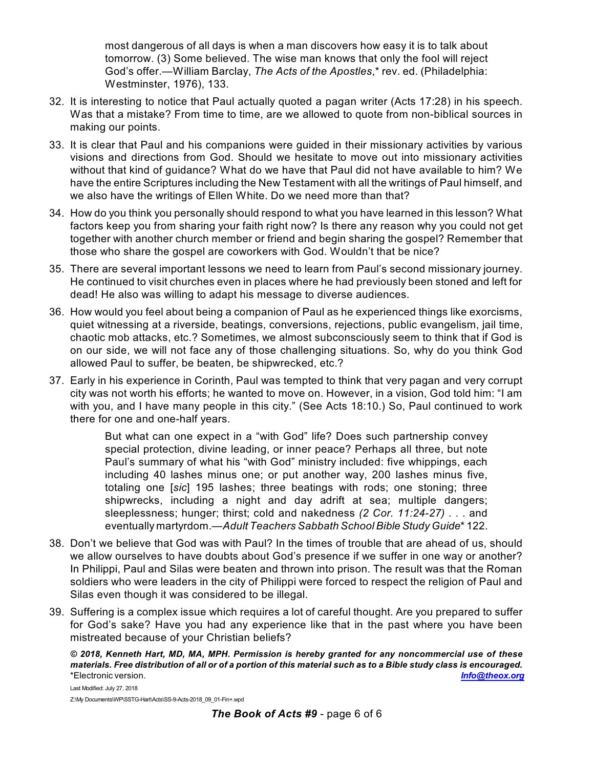most dangerous of all days is when a man discovers how easy it is to talk about tomorrow. (3) Some believed. The wise man knows that only the fool will reject God's offer.—William Barclay, *The Acts of the Apostles*,* rev. ed. (Philadelphia: Westminster, 1976), 133.

32. It is interesting to notice that Paul actually quoted a pagan writer (Acts 17:28) in his speech. Was that a mistake? From time to time, are we allowed to quote from non-biblical sources in making our points.

33. It is clear that Paul and his companions were guided in their missionary activities by various visions and directions from God. Should we hesitate to move out into missionary activities without that kind of guidance? What do we have that Paul did not have available to him? We have the entire Scriptures including the New Testament with all the writings of Paul himself, and we also have the writings of Ellen White. Do we need more than that?

34. How do you think you personally should respond to what you have learned in this lesson? What factors keep you from sharing your faith right now? Is there any reason why you could not get together with another church member or friend and begin sharing the gospel? Remember that those who share the gospel are coworkers with God. Wouldn't that be nice?

35. There are several important lessons we need to learn from Paul's second missionary journey. He continued to visit churches even in places where he had previously been stoned and left for dead! He also was willing to adapt his message to diverse audiences.

36. How would you feel about being a companion of Paul as he experienced things like exorcisms, quiet witnessing at a riverside, beatings, conversions, rejections, public evangelism, jail time, chaotic mob attacks, etc.? Sometimes, we almost subconsciously seem to think that if God is on our side, we will not face any of those challenging situations. So, why do you think God allowed Paul to suffer, be beaten, be shipwrecked, etc.?

37. Early in his experience in Corinth, Paul was tempted to think that very pagan and very corrupt city was not worth his efforts; he wanted to move on. However, in a vision, God told him: "I am with you, and I have many people in this city." (See Acts 18:10.) So, Paul continued to work there for one and one-half years.

    But what can one expect in a "with God" life? Does such partnership convey special protection, divine leading, or inner peace? Perhaps all three, but note Paul's summary of what his "with God" ministry included: five whippings, each including 40 lashes minus one; or put another way, 200 lashes minus five, totaling one [*sic*] 195 lashes; three beatings with rods; one stoning; three shipwrecks, including a night and day adrift at sea; multiple dangers; sleeplessness; hunger; thirst; cold and nakedness *(2 Cor. 11:24-27)* . . . and eventually martyrdom.—*Adult Teachers Sabbath School Bible Study Guide** 122.

38. Don't we believe that God was with Paul? In the times of trouble that are ahead of us, should we allow ourselves to have doubts about God's presence if we suffer in one way or another? In Philippi, Paul and Silas were beaten and thrown into prison. The result was that the Roman soldiers who were leaders in the city of Philippi were forced to respect the religion of Paul and Silas even though it was considered to be illegal.

39. Suffering is a complex issue which requires a lot of careful thought. Are you prepared to suffer for God's sake? Have you had any experience like that in the past where you have been mistreated because of your Christian beliefs?

***© 2018, Kenneth Hart, MD, MA, MPH. Permission is hereby granted for any noncommercial use of these materials. Free distribution of all or of a portion of this material such as to a Bible study class is encouraged.***
*Electronic version. ***Info@theox.org***

Last Modified: July 27, 2018

Z:\My Documents\WP\SSTG-Hart\Acts\SS-9-Acts-2018_09_01-Fin+.wpd